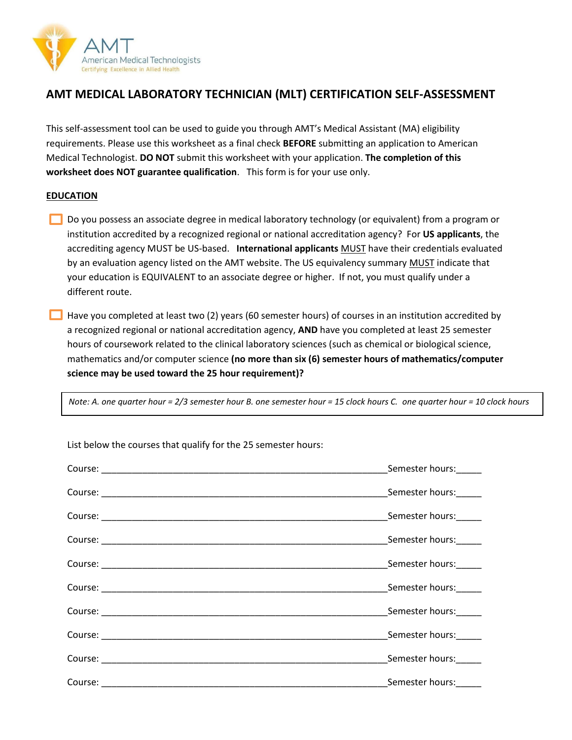AMT
American Medical Technologists
Certifying Excellence in Allied Health

# AMT MEDICAL LABORATORY TECHNICIAN (MLT) CERTIFICATION SELF-ASSESSMENT

This self-assessment tool can be used to guide you through AMT's Medical Assistant (MA) eligibility requirements. Please use this worksheet as a final check **BEFORE** submitting an application to American Medical Technologist. **DO NOT** submit this worksheet with your application. **The completion of this worksheet does NOT guarantee qualification**. This form is for your use only.

## EDUCATION

- ☐ Do you possess an associate degree in medical laboratory technology (or equivalent) from a program or institution accredited by a recognized regional or national accreditation agency? For **US applicants**, the accrediting agency MUST be US-based. **International applicants** MUST have their credentials evaluated by an evaluation agency listed on the AMT website. The US equivalency summary MUST indicate that your education is EQUIVALENT to an associate degree or higher. If not, you must qualify under a different route.

- ☐ Have you completed at least two (2) years (60 semester hours) of courses in an institution accredited by a recognized regional or national accreditation agency, **AND** have you completed at least 25 semester hours of coursework related to the clinical laboratory sciences (such as chemical or biological science, mathematics and/or computer science **(no more than six (6) semester hours of mathematics/computer science may be used toward the 25 hour requirement)?**

> *Note: A. one quarter hour = 2/3 semester hour B. one semester hour = 15 clock hours C. one quarter hour = 10 clock hours*

List below the courses that qualify for the 25 semester hours:

Course: ________________________________________________ Semester hours: _____

Course: ________________________________________________ Semester hours: _____

Course: ________________________________________________ Semester hours: _____

Course: ________________________________________________ Semester hours: _____

Course: ________________________________________________ Semester hours: _____

Course: ________________________________________________ Semester hours: _____

Course: ________________________________________________ Semester hours: _____

Course: ________________________________________________ Semester hours: _____

Course: ________________________________________________ Semester hours: _____

Course: ________________________________________________ Semester hours: _____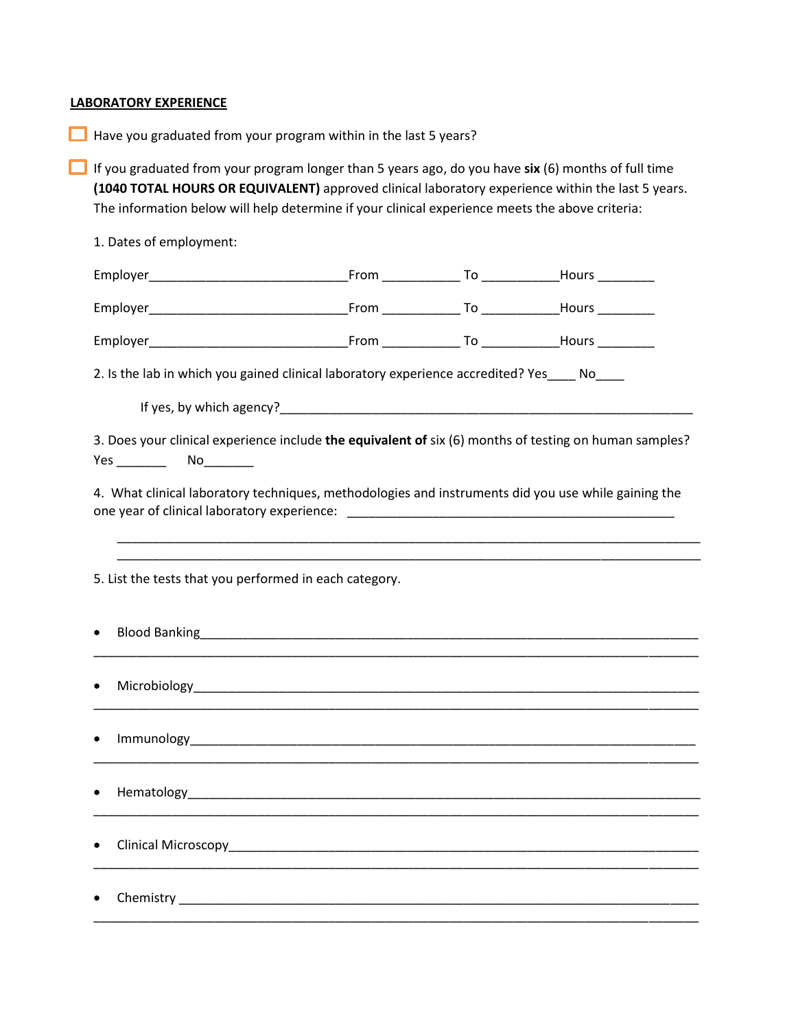**LABORATORY EXPERIENCE**

☐ Have you graduated from your program within in the last 5 years?

☐ If you graduated from your program longer than 5 years ago, do you have **six** (6) months of full time **(1040 TOTAL HOURS OR EQUIVALENT)** approved clinical laboratory experience within the last 5 years. The information below will help determine if your clinical experience meets the above criteria:

1. Dates of employment:

Employer____________________________From ___________ To ___________Hours ________

Employer____________________________From ___________ To ___________Hours ________

Employer____________________________From ___________ To ___________Hours ________

2. Is the lab in which you gained clinical laboratory experience accredited? Yes____ No____

   If yes, by which agency?___________________________________________________________

3. Does your clinical experience include **the equivalent of** six (6) months of testing on human samples?
Yes _______ No_______

4. What clinical laboratory techniques, methodologies and instruments did you use while gaining the one year of clinical laboratory experience: ______________________________________________

_________________________________________________________________________________
_________________________________________________________________________________

5. List the tests that you performed in each category.

- Blood Banking_________________________________________________________________________
_________________________________________________________________________________
- Microbiology__________________________________________________________________________
_________________________________________________________________________________
- Immunology___________________________________________________________________________
_________________________________________________________________________________
- Hematology___________________________________________________________________________
_________________________________________________________________________________
- Clinical Microscopy_____________________________________________________________________
_________________________________________________________________________________
- Chemistry ____________________________________________________________________________
_________________________________________________________________________________